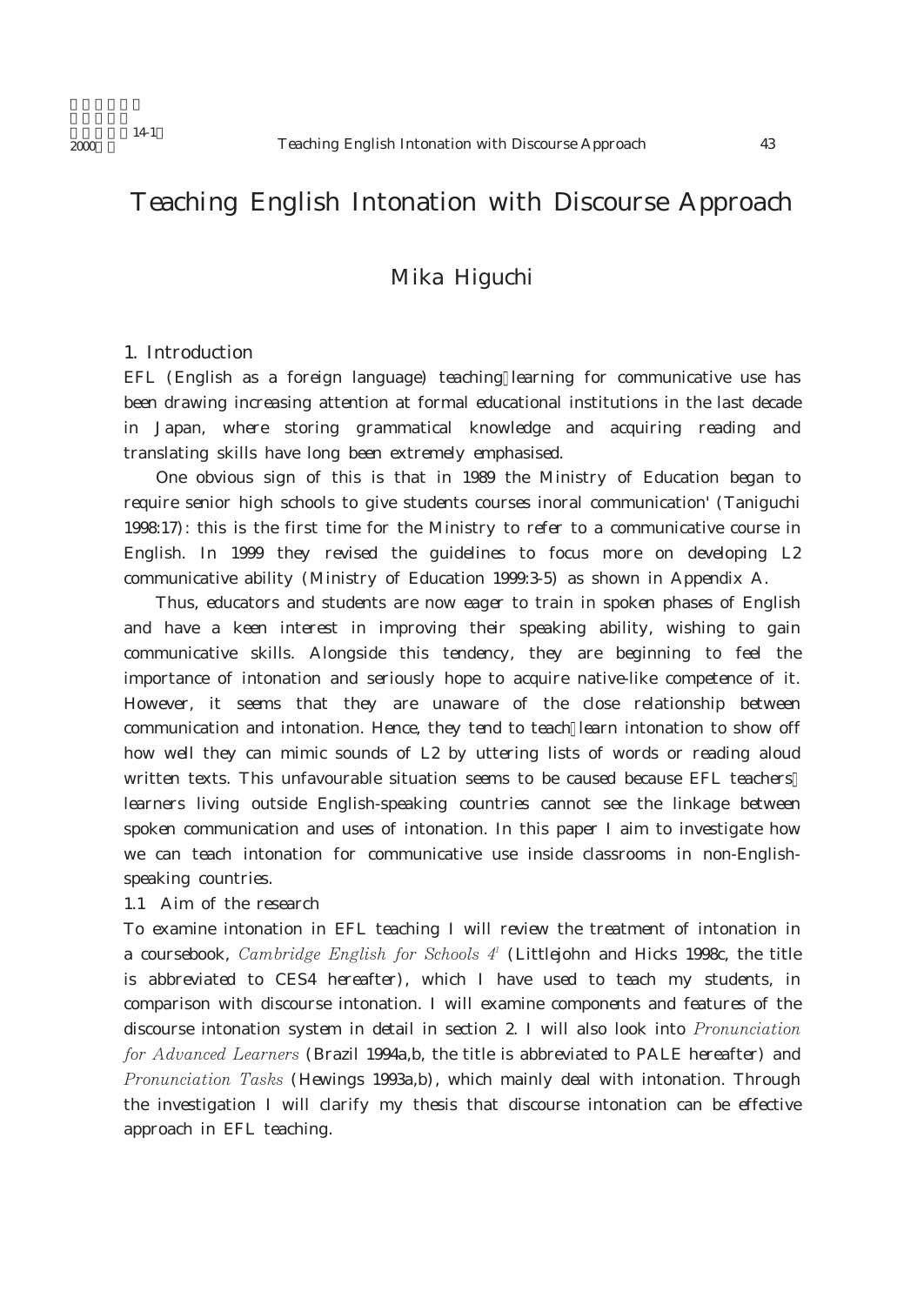# Teaching English Intonation with Discourse Approach

## Mika Higuchi

### 1. Introduction

EFL (English as a foreign language) teaching/learning for communicative use has been drawing increasing attention at formal educational institutions in the last decade in Japan, where storing grammatical knowledge and acquiring reading and translating skills have long been extremely emphasised.

One obvious sign of this is that in 1989 the Ministry of Education began to require senior high schools to give students courses inoral communication' (Taniguchi 1998:17): this is the first time for the Ministry to refer to a communicative course in English. In 1999 they revised the guidelines to focus more on developing L2 communicative ability (Ministry of Education 1999:3-5) as shown in Appendix A.

Thus, educators and students are now eager to train in spoken phases of English and have a keen interest in improving their speaking ability, wishing to gain communicative skills. Alongside this tendency, they are beginning to feel the importance of intonation and seriously hope to acquire native-like competence of it. However, it seems that they are unaware of the close relationship between communication and intonation. Hence, they tend to teach/learn intonation to show off how well they can mimic sounds of L2 by uttering lists of words or reading aloud written texts. This unfavourable situation seems to be caused because EFL teachers/learners living outside English-speaking countries cannot see the linkage between spoken communication and uses of intonation. In this paper I aim to investigate how we can teach intonation for communicative use inside classrooms in non-English-speaking countries.

#### 1.1 Aim of the research

To examine intonation in EFL teaching I will review the treatment of intonation in a coursebook, *Cambridge English for Schools 4*[1] (Littlejohn and Hicks 1998c, the title is abbreviated to CES4 hereafter), which I have used to teach my students, in comparison with discourse intonation. I will examine components and features of the discourse intonation system in detail in section 2. I will also look into *Pronunciation for Advanced Learners* (Brazil 1994a,b, the title is abbreviated to PALE hereafter) and *Pronunciation Tasks* (Hewings 1993a,b), which mainly deal with intonation. Through the investigation I will clarify my thesis that discourse intonation can be effective approach in EFL teaching.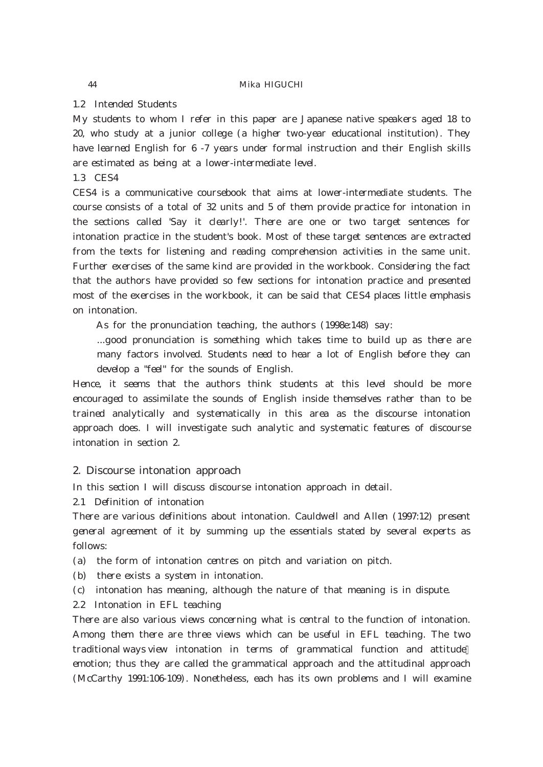### 1.2 Intended Students

My students to whom I refer in this paper are Japanese native speakers aged 18 to 20, who study at a junior college (a higher two-year educational institution). They have learned English for 6 -7 years under formal instruction and their English skills are estimated as being at a lower-intermediate level.

### 1.3 CES4

CES4 is a communicative coursebook that aims at lower-intermediate students. The course consists of a total of 32 units and 5 of them provide practice for intonation in the sections called 'Say it clearly!'. There are one or two target sentences for intonation practice in the student's book. Most of these target sentences are extracted from the texts for listening and reading comprehension activities in the same unit. Further exercises of the same kind are provided in the workbook. Considering the fact that the authors have provided so few sections for intonation practice and presented most of the exercises in the workbook, it can be said that CES4 places little emphasis on intonation.

As for the pronunciation teaching, the authors (1998e:148) say:

> ...good pronunciation is something which takes time to build up as there are many factors involved. Students need to hear a lot of English before they can develop a "feel" for the sounds of English.

Hence, it seems that the authors think students at this level should be more encouraged to assimilate the sounds of English inside themselves rather than to be trained analytically and systematically in this area as the discourse intonation approach does. I will investigate such analytic and systematic features of discourse intonation in section 2.

## 2. Discourse intonation approach

In this section I will discuss discourse intonation approach in detail.

### 2.1 Definition of intonation

There are various definitions about intonation. Cauldwell and Allen (1997:12) present general agreement of it by summing up the essentials stated by several experts as follows:

(a) the form of intonation centres on pitch and variation on pitch.

(b) there exists a system in intonation.

(c) intonation has meaning, although the nature of that meaning is in dispute.

### 2.2 Intonation in EFL teaching

There are also various views concerning what is central to the function of intonation. Among them there are three views which can be useful in EFL teaching. The two traditional ways view intonation in terms of grammatical function and attitude/emotion; thus they are called the grammatical approach and the attitudinal approach (McCarthy 1991:106-109). Nonetheless, each has its own problems and I will examine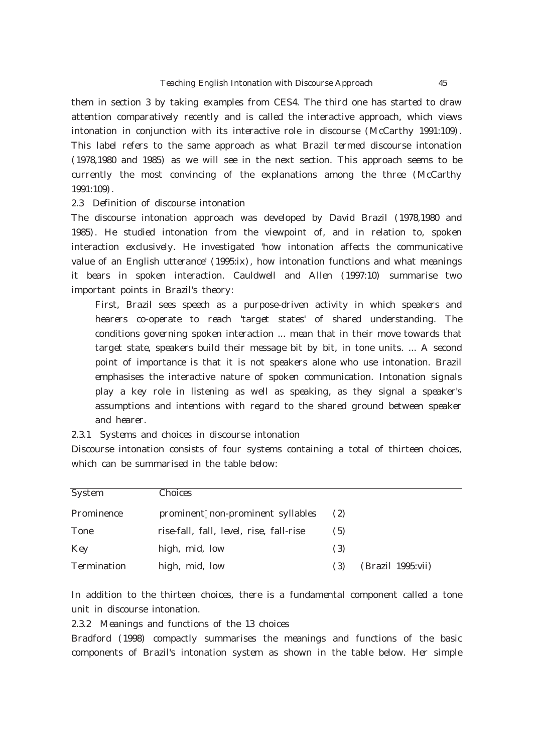them in section 3 by taking examples from CES4. The third one has started to draw attention comparatively recently and is called the interactive approach, which views intonation in conjunction with its interactive role in discourse (McCarthy 1991:109). This label refers to the same approach as what Brazil termed discourse intonation (1978,1980 and 1985) as we will see in the next section. This approach seems to be currently the most convincing of the explanations among the three (McCarthy 1991:109).

### 2.3 Definition of discourse intonation

The discourse intonation approach was developed by David Brazil (1978,1980 and 1985). He studied intonation from the viewpoint of, and in relation to, spoken interaction exclusively. He investigated 'how intonation affects the communicative value of an English utterance' (1995:ix), how intonation functions and what meanings it bears in spoken interaction. Cauldwell and Allen (1997:10) summarise two important points in Brazil's theory:

> First, Brazil sees speech as a purpose-driven activity in which speakers and hearers co-operate to reach 'target states' of shared understanding. The conditions governing spoken interaction ... mean that in their move towards that target state, speakers build their message bit by bit, in tone units. ... A second point of importance is that it is not speakers alone who use intonation. Brazil emphasises the interactive nature of spoken communication. Intonation signals play a key role in listening as well as speaking, as they signal a speaker's assumptions and intentions with regard to the shared ground between speaker and hearer.

#### 2.3.1 Systems and choices in discourse intonation

Discourse intonation consists of four systems containing a total of thirteen choices, which can be summarised in the table below:

| System | Choices | | |
|---|---|---|---|
| Prominence | prominent non-prominent syllables | (2) | |
| Tone | rise-fall, fall, level, rise, fall-rise | (5) | |
| Key | high, mid, low | (3) | |
| Termination | high, mid, low | (3) | (Brazil 1995:vii) |

In addition to the thirteen choices, there is a fundamental component called a tone unit in discourse intonation.

#### 2.3.2 Meanings and functions of the 13 choices

Bradford (1998) compactly summarises the meanings and functions of the basic components of Brazil's intonation system as shown in the table below. Her simple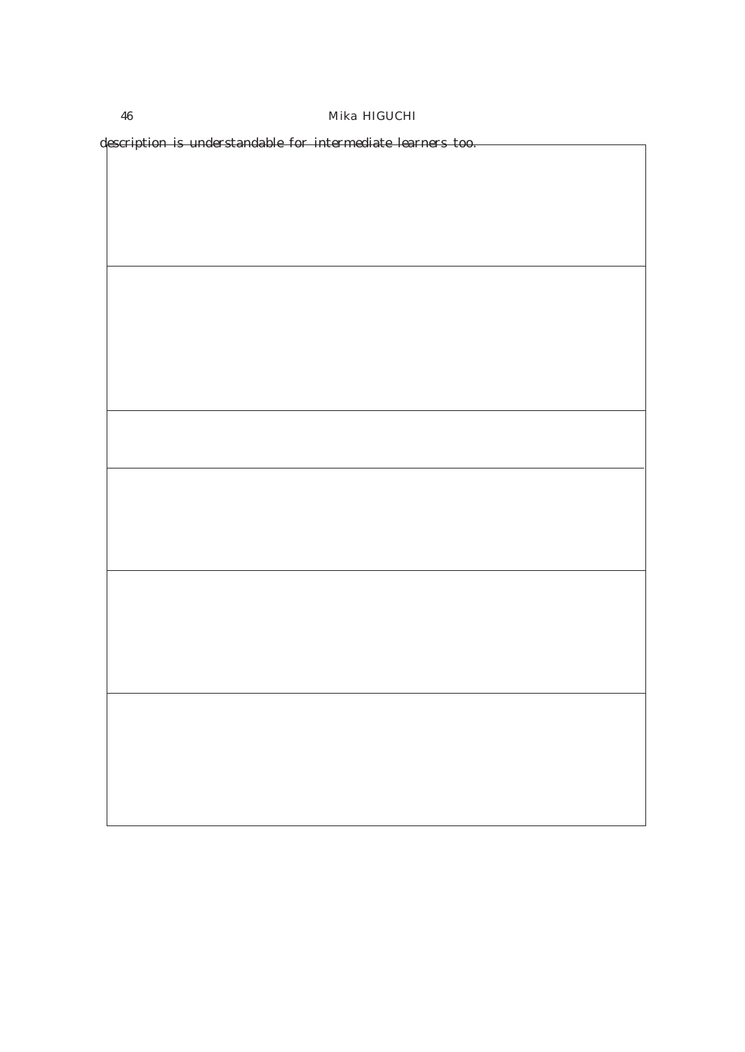description is understandable for intermediate learners too.

| |
|---|
| |
| |
| |
| |
| |
| |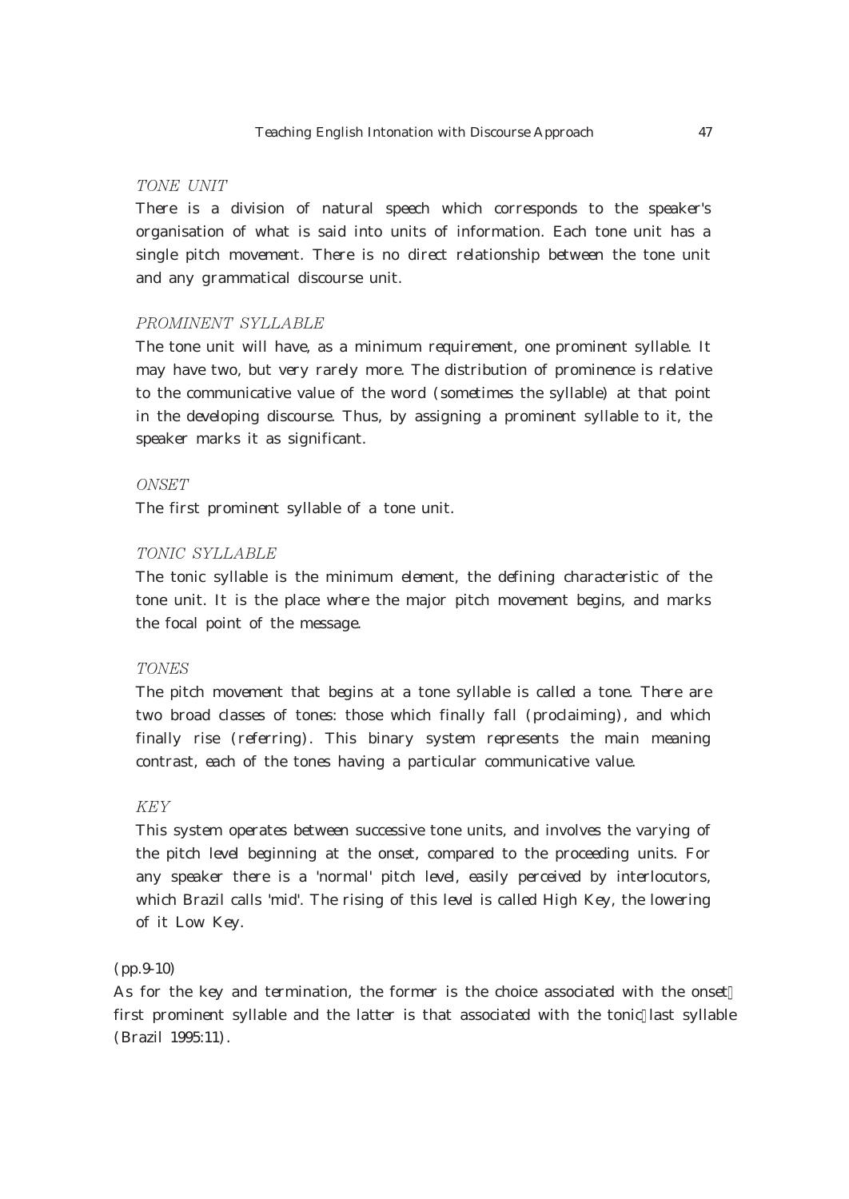*TONE UNIT*

There is a division of natural speech which corresponds to the speaker's organisation of what is said into units of information. Each tone unit has a single pitch movement. There is no direct relationship between the tone unit and any grammatical discourse unit.

*PROMINENT SYLLABLE*

The tone unit will have, as a minimum requirement, one prominent syllable. It may have two, but very rarely more. The distribution of prominence is relative to the communicative value of the word (sometimes the syllable) at that point in the developing discourse. Thus, by assigning a prominent syllable to it, the speaker marks it as significant.

*ONSET*

The first prominent syllable of a tone unit.

*TONIC SYLLABLE*

The tonic syllable is the minimum element, the defining characteristic of the tone unit. It is the place where the major pitch movement begins, and marks the focal point of the message.

*TONES*

The pitch movement that begins at a tone syllable is called a tone. There are two broad classes of tones: those which finally fall (proclaiming), and which finally rise (referring). This binary system represents the main meaning contrast, each of the tones having a particular communicative value.

*KEY*

This system operates between successive tone units, and involves the varying of the pitch level beginning at the onset, compared to the proceeding units. For any speaker there is a 'normal' pitch level, easily perceived by interlocutors, which Brazil calls 'mid'. The rising of this level is called High Key, the lowering of it Low Key.

(pp.9-10)

As for the key and termination, the former is the choice associated with the onset first prominent syllable and the latter is that associated with the tonic last syllable (Brazil 1995:11).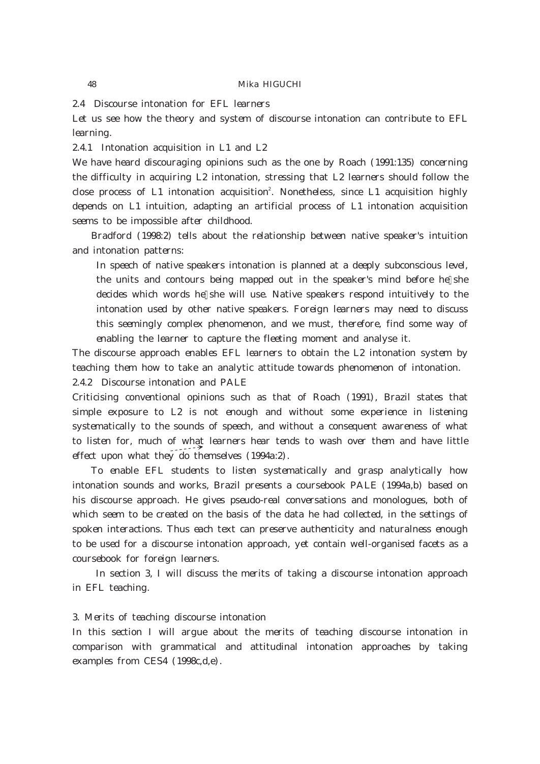### 2.4 Discourse intonation for EFL learners

Let us see how the theory and system of discourse intonation can contribute to EFL learning.

#### 2.4.1 Intonation acquisition in L1 and L2

We have heard discouraging opinions such as the one by Roach (1991:135) concerning the difficulty in acquiring L2 intonation, stressing that L2 learners should follow the close process of L1 intonation acquisition[2]. Nonetheless, since L1 acquisition highly depends on L1 intuition, adapting an artificial process of L1 intonation acquisition seems to be impossible after childhood.

Bradford (1998:2) tells about the relationship between native speaker's intuition and intonation patterns:

> In speech of native speakers intonation is planned at a deeply subconscious level, the units and contours being mapped out in the speaker's mind before he/she decides which words he/she will use. Native speakers respond intuitively to the intonation used by other native speakers. Foreign learners may need to discuss this seemingly complex phenomenon, and we must, therefore, find some way of enabling the learner to capture the fleeting moment and analyse it.

The discourse approach enables EFL learners to obtain the L2 intonation system by teaching them how to take an analytic attitude towards phenomenon of intonation.

#### 2.4.2 Discourse intonation and PALE

Criticising conventional opinions such as that of Roach (1991), Brazil states that simple exposure to L2 is not enough and without some experience in listening systematically to the sounds of speech, and without a consequent awareness of what to listen for, much of what learners hear tends to wash over them and have little effect upon what they do themselves (1994a:2).

To enable EFL students to listen systematically and grasp analytically how intonation sounds and works, Brazil presents a coursebook PALE (1994a,b) based on his discourse approach. He gives pseudo-real conversations and monologues, both of which seem to be created on the basis of the data he had collected, in the settings of spoken interactions. Thus each text can preserve authenticity and naturalness enough to be used for a discourse intonation approach, yet contain well-organised facets as a coursebook for foreign learners.

In section 3, I will discuss the merits of taking a discourse intonation approach in EFL teaching.

## 3. Merits of teaching discourse intonation

In this section I will argue about the merits of teaching discourse intonation in comparison with grammatical and attitudinal intonation approaches by taking examples from CES4 (1998c,d,e).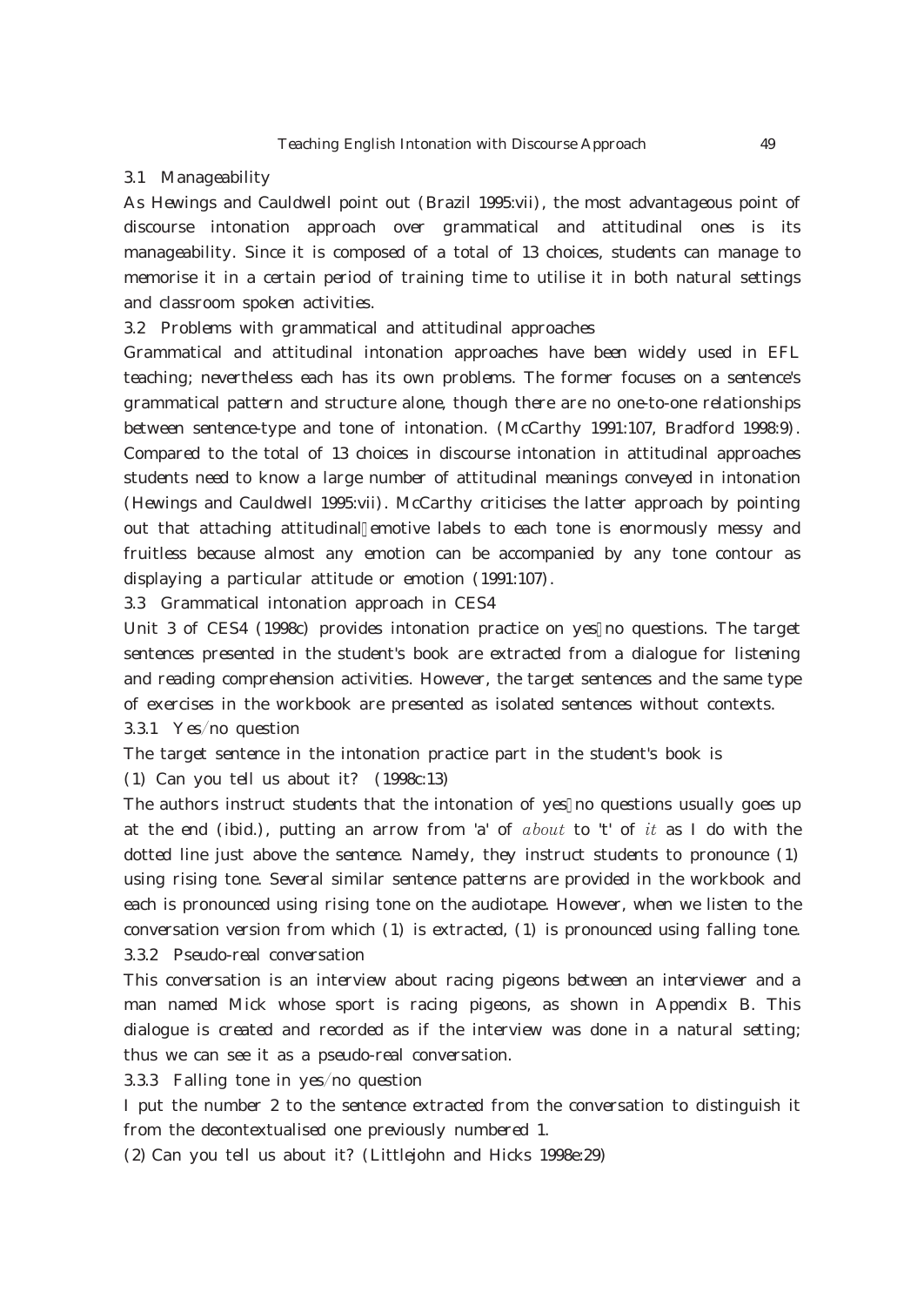### 3.1 Manageability

As Hewings and Cauldwell point out (Brazil 1995:vii), the most advantageous point of discourse intonation approach over grammatical and attitudinal ones is its manageability. Since it is composed of a total of 13 choices, students can manage to memorise it in a certain period of training time to utilise it in both natural settings and classroom spoken activities.

### 3.2 Problems with grammatical and attitudinal approaches

Grammatical and attitudinal intonation approaches have been widely used in EFL teaching; nevertheless each has its own problems. The former focuses on a sentence's grammatical pattern and structure alone, though there are no one-to-one relationships between sentence-type and tone of intonation. (McCarthy 1991:107, Bradford 1998:9). Compared to the total of 13 choices in discourse intonation in attitudinal approaches students need to know a large number of attitudinal meanings conveyed in intonation (Hewings and Cauldwell 1995:vii). McCarthy criticises the latter approach by pointing out that attaching attitudinal/emotive labels to each tone is enormously messy and fruitless because almost any emotion can be accompanied by any tone contour as displaying a particular attitude or emotion (1991:107).

### 3.3 Grammatical intonation approach in CES4

Unit 3 of CES4 (1998c) provides intonation practice on yes/no questions. The target sentences presented in the student's book are extracted from a dialogue for listening and reading comprehension activities. However, the target sentences and the same type of exercises in the workbook are presented as isolated sentences without contexts.

#### 3.3.1 Yes/no question

The target sentence in the intonation practice part in the student's book is

(1) Can you tell us about it? (1998c:13)

The authors instruct students that the intonation of yes/no questions usually goes up at the end (ibid.), putting an arrow from 'a' of *about* to 't' of *it* as I do with the dotted line just above the sentence. Namely, they instruct students to pronounce (1) using rising tone. Several similar sentence patterns are provided in the workbook and each is pronounced using rising tone on the audiotape. However, when we listen to the conversation version from which (1) is extracted, (1) is pronounced using falling tone.

#### 3.3.2 Pseudo-real conversation

This conversation is an interview about racing pigeons between an interviewer and a man named Mick whose sport is racing pigeons, as shown in Appendix B. This dialogue is created and recorded as if the interview was done in a natural setting; thus we can see it as a pseudo-real conversation.

#### 3.3.3 Falling tone in yes/no question

I put the number 2 to the sentence extracted from the conversation to distinguish it from the decontextualised one previously numbered 1.

(2) Can you tell us about it? (Littlejohn and Hicks 1998e:29)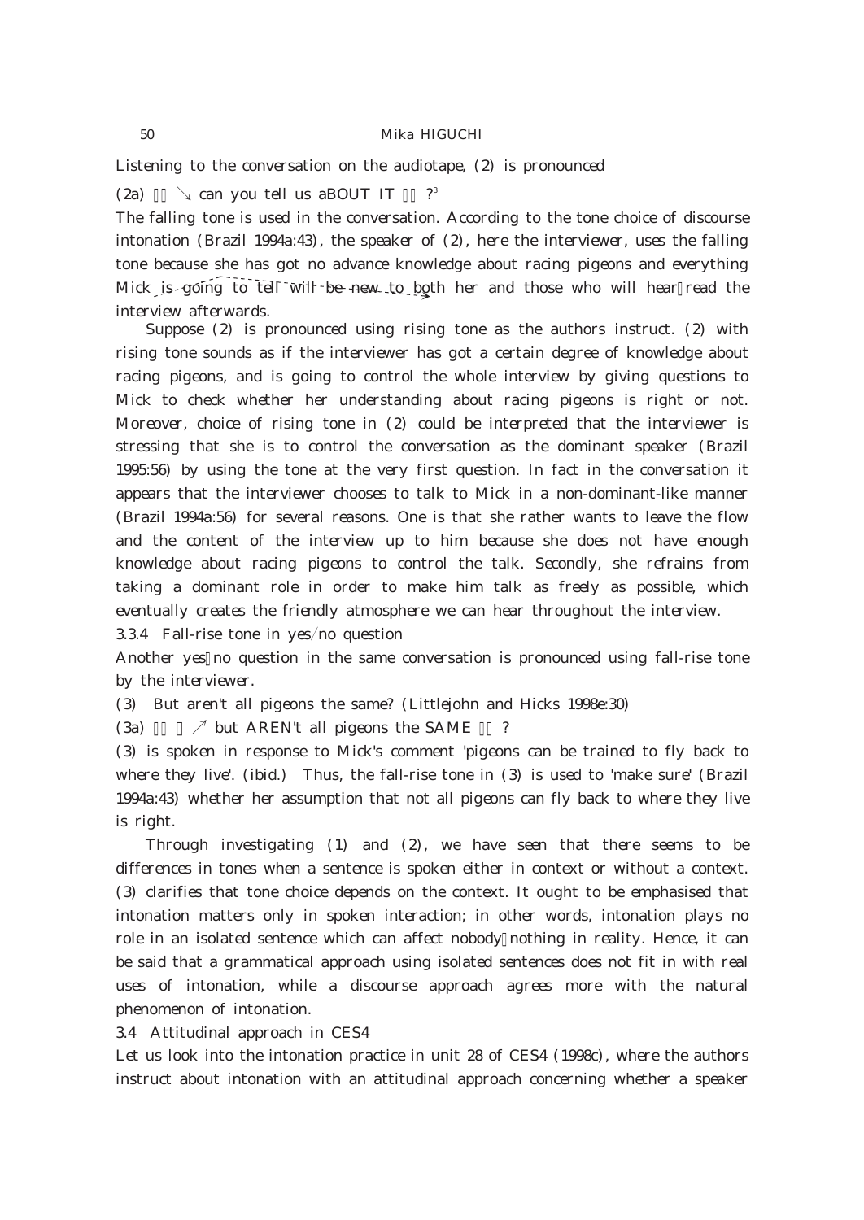Listening to the conversation on the audiotape, (2) is pronounced

(2a) // ↘ can you tell us aBOUT IT // ?[3]

The falling tone is used in the conversation. According to the tone choice of discourse intonation (Brazil 1994a:43), the speaker of (2), here the interviewer, uses the falling tone because she has got no advance knowledge about racing pigeons and everything Mick is going to tell will be new to both her and those who will hear/read the interview afterwards.

Suppose (2) is pronounced using rising tone as the authors instruct. (2) with rising tone sounds as if the interviewer has got a certain degree of knowledge about racing pigeons, and is going to control the whole interview by giving questions to Mick to check whether her understanding about racing pigeons is right or not. Moreover, choice of rising tone in (2) could be interpreted that the interviewer is stressing that she is to control the conversation as the dominant speaker (Brazil 1995:56) by using the tone at the very first question. In fact in the conversation it appears that the interviewer chooses to talk to Mick in a non-dominant-like manner (Brazil 1994a:56) for several reasons. One is that she rather wants to leave the flow and the content of the interview up to him because she does not have enough knowledge about racing pigeons to control the talk. Secondly, she refrains from taking a dominant role in order to make him talk as freely as possible, which eventually creates the friendly atmosphere we can hear throughout the interview.

3.3.4 Fall-rise tone in yes/no question

Another yes/no question in the same conversation is pronounced using fall-rise tone by the interviewer.

(3) But aren't all pigeons the same? (Littlejohn and Hicks 1998e:30)

(3a) // ↗ but AREN't all pigeons the SAME // ?

(3) is spoken in response to Mick's comment 'pigeons can be trained to fly back to where they live'. (ibid.) Thus, the fall-rise tone in (3) is used to 'make sure' (Brazil 1994a:43) whether her assumption that not all pigeons can fly back to where they live is right.

Through investigating (1) and (2), we have seen that there seems to be differences in tones when a sentence is spoken either in context or without a context. (3) clarifies that tone choice depends on the context. It ought to be emphasised that intonation matters only in spoken interaction; in other words, intonation plays no role in an isolated sentence which can affect nobody/nothing in reality. Hence, it can be said that a grammatical approach using isolated sentences does not fit in with real uses of intonation, while a discourse approach agrees more with the natural phenomenon of intonation.

3.4 Attitudinal approach in CES4

Let us look into the intonation practice in unit 28 of CES4 (1998c), where the authors instruct about intonation with an attitudinal approach concerning whether a speaker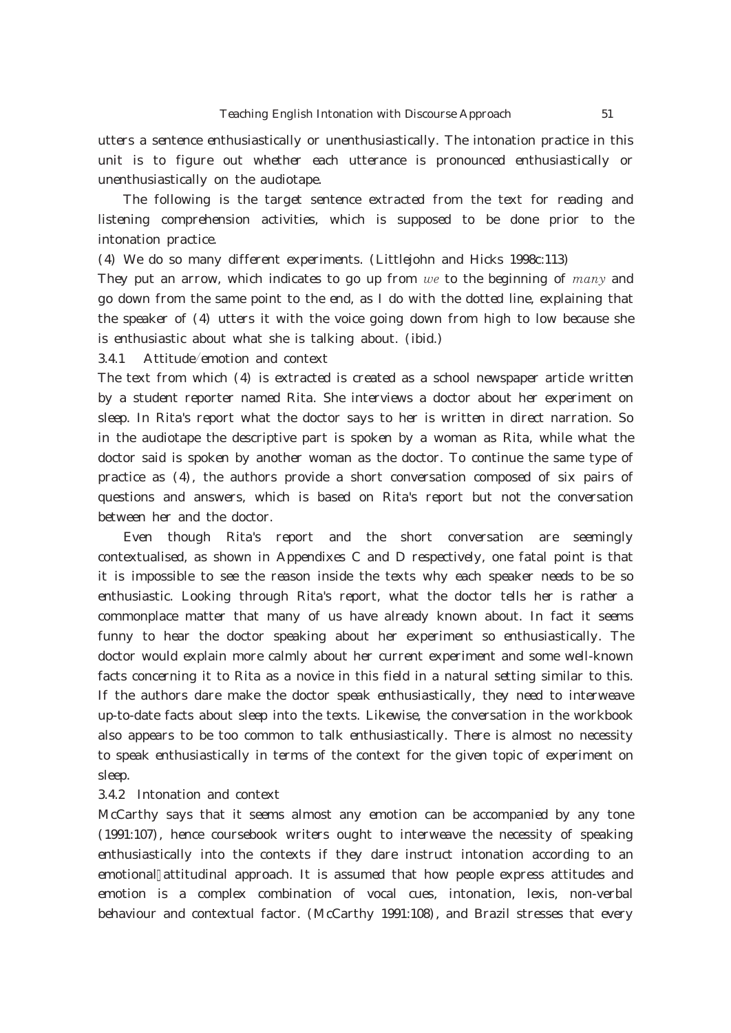utters a sentence enthusiastically or unenthusiastically. The intonation practice in this unit is to figure out whether each utterance is pronounced enthusiastically or unenthusiastically on the audiotape.

The following is the target sentence extracted from the text for reading and listening comprehension activities, which is supposed to be done prior to the intonation practice.

(4) We do so many different experiments. (Littlejohn and Hicks 1998c:113)

They put an arrow, which indicates to go up from *we* to the beginning of *many* and go down from the same point to the end, as I do with the dotted line, explaining that the speaker of (4) utters it with the voice going down from high to low because she is enthusiastic about what she is talking about. (ibid.)

### 3.4.1 Attitude/emotion and context

The text from which (4) is extracted is created as a school newspaper article written by a student reporter named Rita. She interviews a doctor about her experiment on sleep. In Rita's report what the doctor says to her is written in direct narration. So in the audiotape the descriptive part is spoken by a woman as Rita, while what the doctor said is spoken by another woman as the doctor. To continue the same type of practice as (4), the authors provide a short conversation composed of six pairs of questions and answers, which is based on Rita's report but not the conversation between her and the doctor.

Even though Rita's report and the short conversation are seemingly contextualised, as shown in Appendixes C and D respectively, one fatal point is that it is impossible to see the reason inside the texts why each speaker needs to be so enthusiastic. Looking through Rita's report, what the doctor tells her is rather a commonplace matter that many of us have already known about. In fact it seems funny to hear the doctor speaking about her experiment so enthusiastically. The doctor would explain more calmly about her current experiment and some well-known facts concerning it to Rita as a novice in this field in a natural setting similar to this. If the authors dare make the doctor speak enthusiastically, they need to interweave up-to-date facts about sleep into the texts. Likewise, the conversation in the workbook also appears to be too common to talk enthusiastically. There is almost no necessity to speak enthusiastically in terms of the context for the given topic of experiment on sleep.

### 3.4.2 Intonation and context

McCarthy says that it seems almost any emotion can be accompanied by any tone (1991:107), hence coursebook writers ought to interweave the necessity of speaking enthusiastically into the contexts if they dare instruct intonation according to an emotional/attitudinal approach. It is assumed that how people express attitudes and emotion is a complex combination of vocal cues, intonation, lexis, non-verbal behaviour and contextual factor. (McCarthy 1991:108), and Brazil stresses that every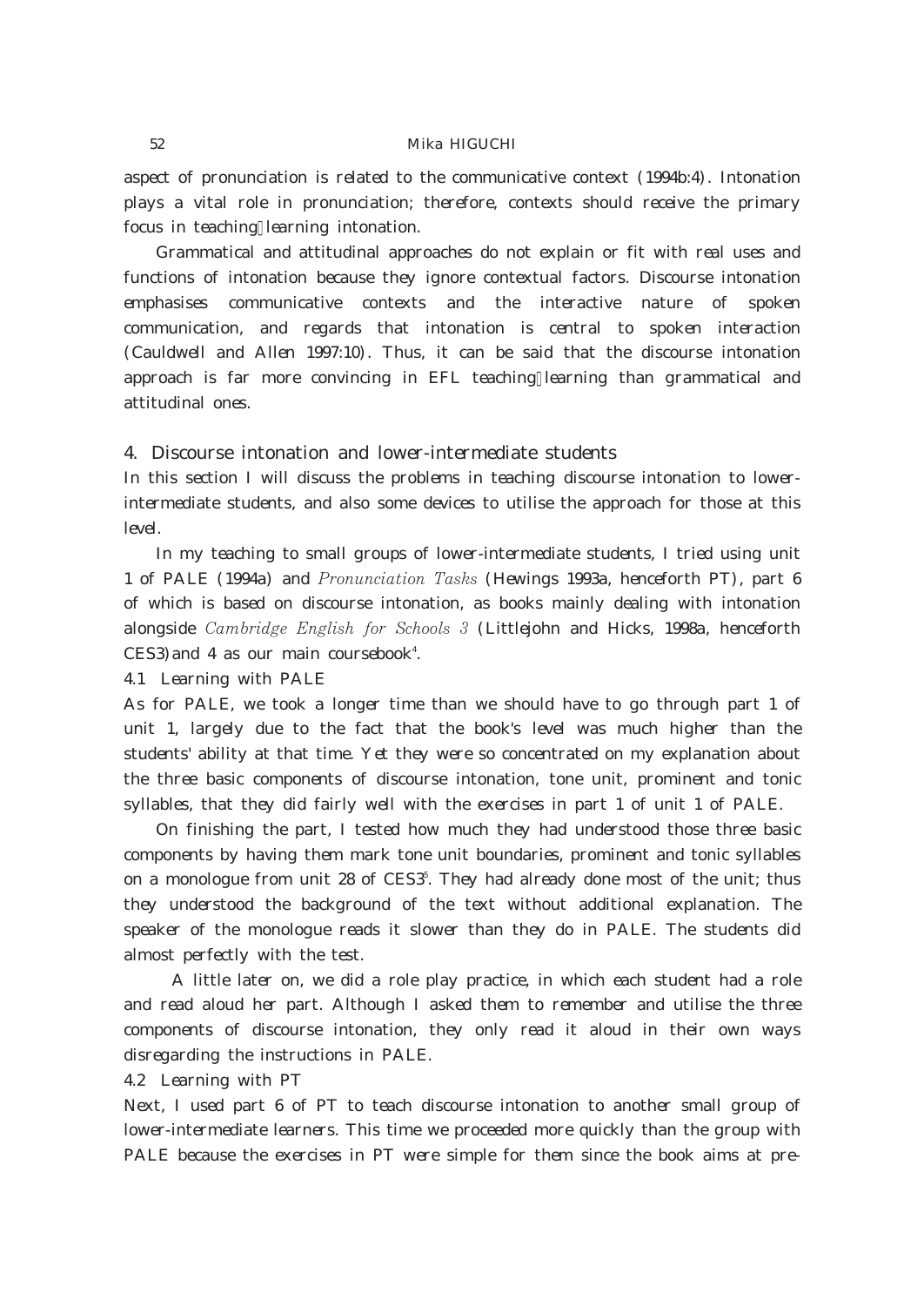aspect of pronunciation is related to the communicative context (1994b:4). Intonation plays a vital role in pronunciation; therefore, contexts should receive the primary focus in teaching/learning intonation.

Grammatical and attitudinal approaches do not explain or fit with real uses and functions of intonation because they ignore contextual factors. Discourse intonation emphasises communicative contexts and the interactive nature of spoken communication, and regards that intonation is central to spoken interaction (Cauldwell and Allen 1997:10). Thus, it can be said that the discourse intonation approach is far more convincing in EFL teaching/learning than grammatical and attitudinal ones.

## 4. Discourse intonation and lower-intermediate students

In this section I will discuss the problems in teaching discourse intonation to lower-intermediate students, and also some devices to utilise the approach for those at this level.

In my teaching to small groups of lower-intermediate students, I tried using unit 1 of PALE (1994a) and *Pronunciation Tasks* (Hewings 1993a, henceforth PT), part 6 of which is based on discourse intonation, as books mainly dealing with intonation alongside *Cambridge English for Schools 3* (Littlejohn and Hicks, 1998a, henceforth CES3) and 4 as our main coursebook[4].

### 4.1 Learning with PALE

As for PALE, we took a longer time than we should have to go through part 1 of unit 1, largely due to the fact that the book's level was much higher than the students' ability at that time. Yet they were so concentrated on my explanation about the three basic components of discourse intonation, tone unit, prominent and tonic syllables, that they did fairly well with the exercises in part 1 of unit 1 of PALE.

On finishing the part, I tested how much they had understood those three basic components by having them mark tone unit boundaries, prominent and tonic syllables on a monologue from unit 28 of CES3[5]. They had already done most of the unit; thus they understood the background of the text without additional explanation. The speaker of the monologue reads it slower than they do in PALE. The students did almost perfectly with the test.

A little later on, we did a role play practice, in which each student had a role and read aloud her part. Although I asked them to remember and utilise the three components of discourse intonation, they only read it aloud in their own ways disregarding the instructions in PALE.

### 4.2 Learning with PT

Next, I used part 6 of PT to teach discourse intonation to another small group of lower-intermediate learners. This time we proceeded more quickly than the group with PALE because the exercises in PT were simple for them since the book aims at pre-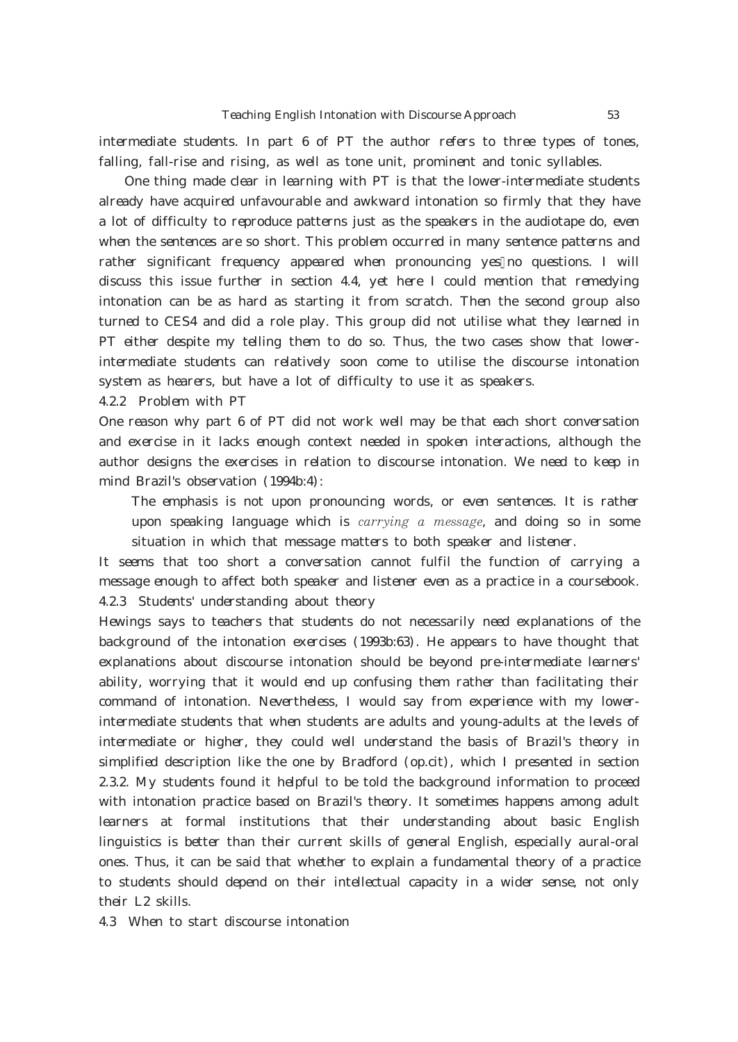intermediate students. In part 6 of PT the author refers to three types of tones, falling, fall-rise and rising, as well as tone unit, prominent and tonic syllables.

One thing made clear in learning with PT is that the lower-intermediate students already have acquired unfavourable and awkward intonation so firmly that they have a lot of difficulty to reproduce patterns just as the speakers in the audiotape do, even when the sentences are so short. This problem occurred in many sentence patterns and rather significant frequency appeared when pronouncing yes/no questions. I will discuss this issue further in section 4.4, yet here I could mention that remedying intonation can be as hard as starting it from scratch. Then the second group also turned to CES4 and did a role play. This group did not utilise what they learned in PT either despite my telling them to do so. Thus, the two cases show that lower-intermediate students can relatively soon come to utilise the discourse intonation system as hearers, but have a lot of difficulty to use it as speakers.

### 4.2.2 Problem with PT

One reason why part 6 of PT did not work well may be that each short conversation and exercise in it lacks enough context needed in spoken interactions, although the author designs the exercises in relation to discourse intonation. We need to keep in mind Brazil's observation (1994b:4):

> The emphasis is not upon pronouncing words, or even sentences. It is rather upon speaking language which is *carrying a message*, and doing so in some situation in which that message matters to both speaker and listener.

It seems that too short a conversation cannot fulfil the function of carrying a message enough to affect both speaker and listener even as a practice in a coursebook.

### 4.2.3 Students' understanding about theory

Hewings says to teachers that students do not necessarily need explanations of the background of the intonation exercises (1993b:63). He appears to have thought that explanations about discourse intonation should be beyond pre-intermediate learners' ability, worrying that it would end up confusing them rather than facilitating their command of intonation. Nevertheless, I would say from experience with my lower-intermediate students that when students are adults and young-adults at the levels of intermediate or higher, they could well understand the basis of Brazil's theory in simplified description like the one by Bradford (op.cit), which I presented in section 2.3.2. My students found it helpful to be told the background information to proceed with intonation practice based on Brazil's theory. It sometimes happens among adult learners at formal institutions that their understanding about basic English linguistics is better than their current skills of general English, especially aural-oral ones. Thus, it can be said that whether to explain a fundamental theory of a practice to students should depend on their intellectual capacity in a wider sense, not only their L2 skills.

## 4.3 When to start discourse intonation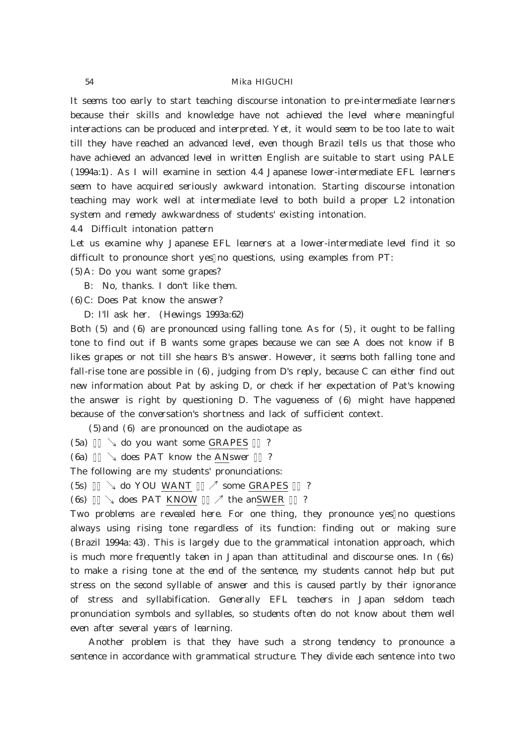It seems too early to start teaching discourse intonation to pre-intermediate learners because their skills and knowledge have not achieved the level where meaningful interactions can be produced and interpreted. Yet, it would seem to be too late to wait till they have reached an advanced level, even though Brazil tells us that those who have achieved an advanced level in written English are suitable to start using PALE (1994a:1). As I will examine in section 4.4 Japanese lower-intermediate EFL learners seem to have acquired seriously awkward intonation. Starting discourse intonation teaching may work well at intermediate level to both build a proper L2 intonation system and remedy awkwardness of students' existing intonation.

## 4.4 Difficult intonation pattern

Let us examine why Japanese EFL learners at a lower-intermediate level find it so difficult to pronounce short yes/no questions, using examples from PT:

(5) A: Do you want some grapes?

B: No, thanks. I don't like them.

(6) C: Does Pat know the answer?

D: I'll ask her. (Hewings 1993a:62)

Both (5) and (6) are pronounced using falling tone. As for (5), it ought to be falling tone to find out if B wants some grapes because we can see A does not know if B likes grapes or not till she hears B's answer. However, it seems both falling tone and fall-rise tone are possible in (6), judging from D's reply, because C can either find out new information about Pat by asking D, or check if her expectation of Pat's knowing the answer is right by questioning D. The vagueness of (6) might have happened because of the conversation's shortness and lack of sufficient context.

(5) and (6) are pronounced on the audiotape as

(5a) // ↘ do you want some <u>GRAPES</u> // ?

(6a) // ↘ does PAT know the <u>AN</u>swer // ?

The following are my students' pronunciations:

(5s) // ↘ do YOU <u>WANT</u> // ↗ some <u>GRAPES</u> // ?

(6s) // ↘ does PAT <u>KNOW</u> // ↗ the an<u>SWER</u> // ?

Two problems are revealed here. For one thing, they pronounce yes/no questions always using rising tone regardless of its function: finding out or making sure (Brazil 1994a: 43). This is largely due to the grammatical intonation approach, which is much more frequently taken in Japan than attitudinal and discourse ones. In (6s) to make a rising tone at the end of the sentence, my students cannot help but put stress on the second syllable of answer and this is caused partly by their ignorance of stress and syllabification. Generally EFL teachers in Japan seldom teach pronunciation symbols and syllables, so students often do not know about them well even after several years of learning.

Another problem is that they have such a strong tendency to pronounce a sentence in accordance with grammatical structure. They divide each sentence into two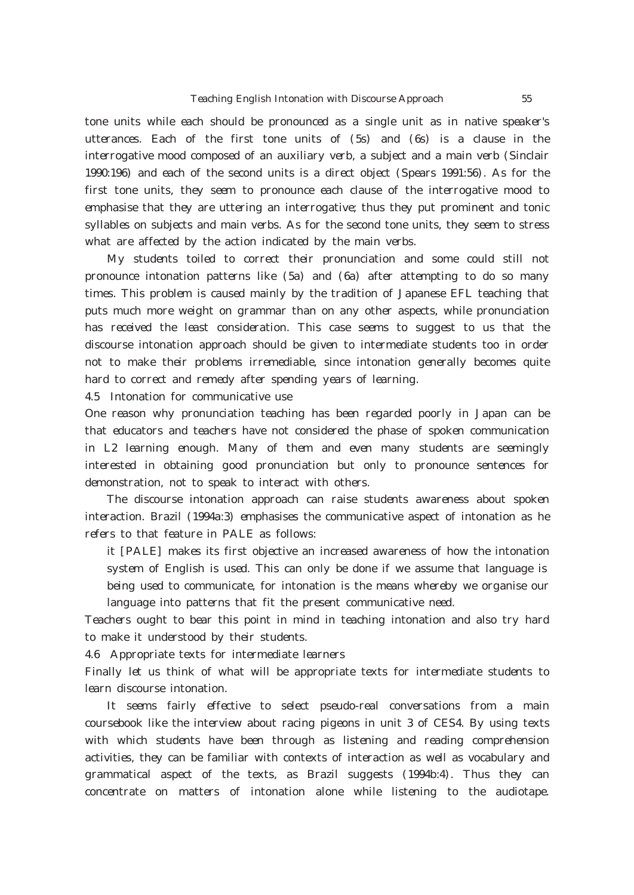tone units while each should be pronounced as a single unit as in native speaker's utterances. Each of the first tone units of (5s) and (6s) is a clause in the interrogative mood composed of an auxiliary verb, a subject and a main verb (Sinclair 1990:196) and each of the second units is a direct object (Spears 1991:56). As for the first tone units, they seem to pronounce each clause of the interrogative mood to emphasise that they are uttering an interrogative; thus they put prominent and tonic syllables on subjects and main verbs. As for the second tone units, they seem to stress what are affected by the action indicated by the main verbs.

My students toiled to correct their pronunciation and some could still not pronounce intonation patterns like (5a) and (6a) after attempting to do so many times. This problem is caused mainly by the tradition of Japanese EFL teaching that puts much more weight on grammar than on any other aspects, while pronunciation has received the least consideration. This case seems to suggest to us that the discourse intonation approach should be given to intermediate students too in order not to make their problems irremediable, since intonation generally becomes quite hard to correct and remedy after spending years of learning.

### 4.5 Intonation for communicative use

One reason why pronunciation teaching has been regarded poorly in Japan can be that educators and teachers have not considered the phase of spoken communication in L2 learning enough. Many of them and even many students are seemingly interested in obtaining good pronunciation but only to pronounce sentences for demonstration, not to speak to interact with others.

The discourse intonation approach can raise students awareness about spoken interaction. Brazil (1994a:3) emphasises the communicative aspect of intonation as he refers to that feature in PALE as follows:

> it [PALE] makes its first objective an increased awareness of how the intonation system of English is used. This can only be done if we assume that language is being used to communicate, for intonation is the means whereby we organise our language into patterns that fit the present communicative need.

Teachers ought to bear this point in mind in teaching intonation and also try hard to make it understood by their students.

### 4.6 Appropriate texts for intermediate learners

Finally let us think of what will be appropriate texts for intermediate students to learn discourse intonation.

It seems fairly effective to select pseudo-real conversations from a main coursebook like the interview about racing pigeons in unit 3 of CES4. By using texts with which students have been through as listening and reading comprehension activities, they can be familiar with contexts of interaction as well as vocabulary and grammatical aspect of the texts, as Brazil suggests (1994b:4). Thus they can concentrate on matters of intonation alone while listening to the audiotape.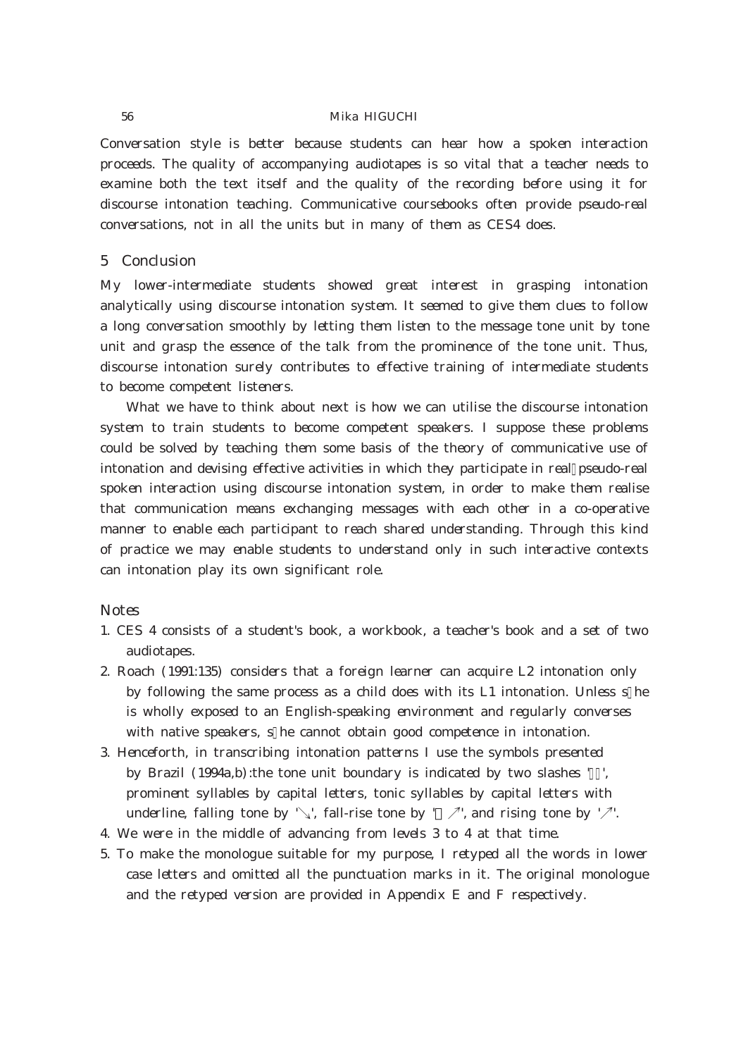Conversation style is better because students can hear how a spoken interaction proceeds. The quality of accompanying audiotapes is so vital that a teacher needs to examine both the text itself and the quality of the recording before using it for discourse intonation teaching. Communicative coursebooks often provide pseudo-real conversations, not in all the units but in many of them as CES4 does.

## 5 Conclusion

My lower-intermediate students showed great interest in grasping intonation analytically using discourse intonation system. It seemed to give them clues to follow a long conversation smoothly by letting them listen to the message tone unit by tone unit and grasp the essence of the talk from the prominence of the tone unit. Thus, discourse intonation surely contributes to effective training of intermediate students to become competent listeners.

What we have to think about next is how we can utilise the discourse intonation system to train students to become competent speakers. I suppose these problems could be solved by teaching them some basis of the theory of communicative use of intonation and devising effective activities in which they participate in real/pseudo-real spoken interaction using discourse intonation system, in order to make them realise that communication means exchanging messages with each other in a co-operative manner to enable each participant to reach shared understanding. Through this kind of practice we may enable students to understand only in such interactive contexts can intonation play its own significant role.

## Notes

1. CES 4 consists of a student's book, a workbook, a teacher's book and a set of two audiotapes.
2. Roach (1991:135) considers that a foreign learner can acquire L2 intonation only by following the same process as a child does with its L1 intonation. Unless s/he is wholly exposed to an English-speaking environment and regularly converses with native speakers, s/he cannot obtain good competence in intonation.
3. Henceforth, in transcribing intonation patterns I use the symbols presented by Brazil (1994a,b): the tone unit boundary is indicated by two slashes '//', prominent syllables by capital letters, tonic syllables by capital letters with underline, falling tone by '↘', fall-rise tone by '↘↗', and rising tone by '↗'.
4. We were in the middle of advancing from levels 3 to 4 at that time.
5. To make the monologue suitable for my purpose, I retyped all the words in lower case letters and omitted all the punctuation marks in it. The original monologue and the retyped version are provided in Appendix E and F respectively.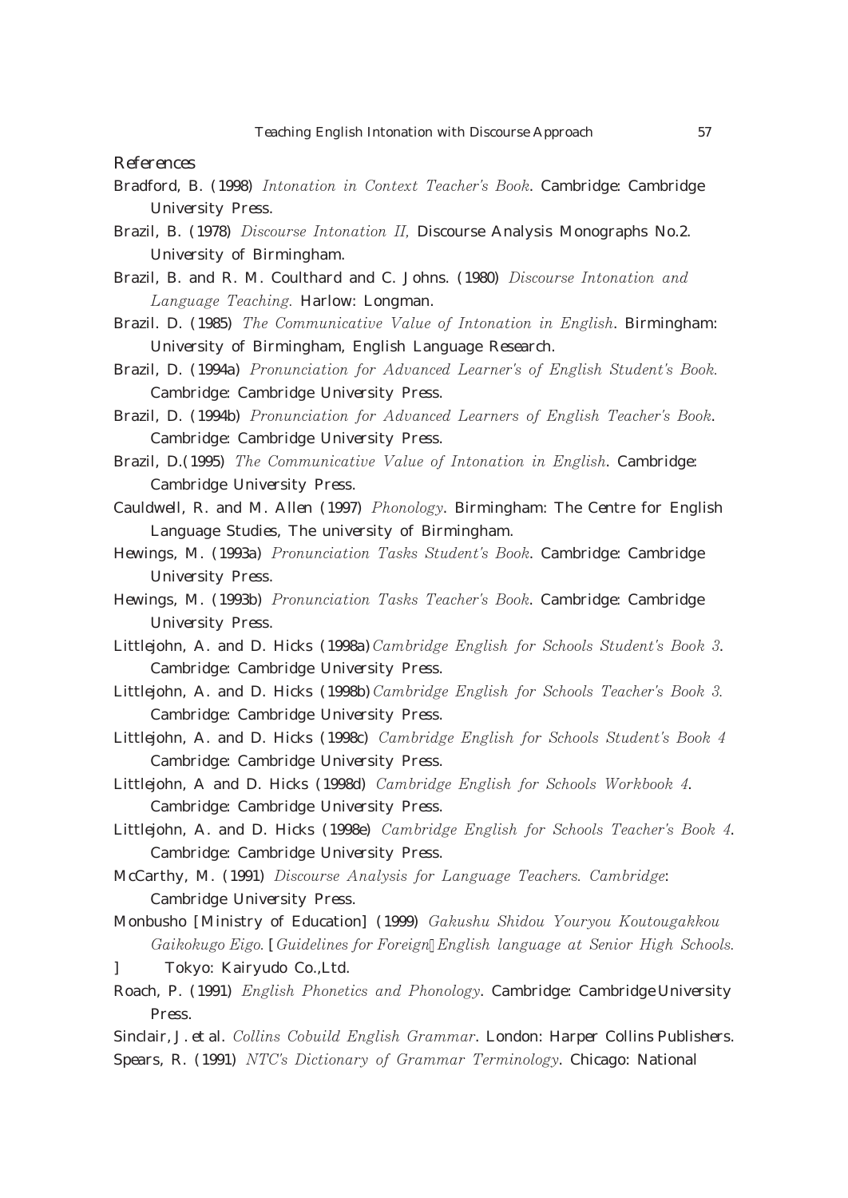## References

Bradford, B. (1998) *Intonation in Context Teacher's Book*. Cambridge: Cambridge University Press.

Brazil, B. (1978) *Discourse Intonation II,* Discourse Analysis Monographs No.2. University of Birmingham.

Brazil, B. and R. M. Coulthard and C. Johns. (1980) *Discourse Intonation and Language Teaching.* Harlow: Longman.

Brazil. D. (1985) *The Communicative Value of Intonation in English*. Birmingham: University of Birmingham, English Language Research.

Brazil, D. (1994a) *Pronunciation for Advanced Learner's of English Student's Book.* Cambridge: Cambridge University Press.

Brazil, D. (1994b) *Pronunciation for Advanced Learners of English Teacher's Book*. Cambridge: Cambridge University Press.

Brazil, D.(1995) *The Communicative Value of Intonation in English*. Cambridge: Cambridge University Press.

Cauldwell, R. and M. Allen (1997) *Phonology*. Birmingham: The Centre for English Language Studies, The university of Birmingham.

Hewings, M. (1993a) *Pronunciation Tasks Student's Book*. Cambridge: Cambridge University Press.

Hewings, M. (1993b) *Pronunciation Tasks Teacher's Book*. Cambridge: Cambridge University Press.

Littlejohn, A. and D. Hicks (1998a) *Cambridge English for Schools Student's Book 3*. Cambridge: Cambridge University Press.

Littlejohn, A. and D. Hicks (1998b) *Cambridge English for Schools Teacher's Book 3.* Cambridge: Cambridge University Press.

Littlejohn, A. and D. Hicks (1998c) *Cambridge English for Schools Student's Book 4* Cambridge: Cambridge University Press.

Littlejohn, A and D. Hicks (1998d) *Cambridge English for Schools Workbook 4*. Cambridge: Cambridge University Press.

Littlejohn, A. and D. Hicks (1998e) *Cambridge English for Schools Teacher's Book 4*. Cambridge: Cambridge University Press.

McCarthy, M. (1991) *Discourse Analysis for Language Teachers. Cambridge*: Cambridge University Press.

Monbusho [Ministry of Education] (1999) *Gakushu Shidou Youryou Koutougakkou Gaikokugo Eigo.* [*Guidelines for Foreign English language at Senior High Schools.* ] Tokyo: Kairyudo Co.,Ltd.

Roach, P. (1991) *English Phonetics and Phonology*. Cambridge: Cambridge University Press.

Sinclair, J. et al. *Collins Cobuild English Grammar*. London: Harper Collins Publishers.

Spears, R. (1991) *NTC's Dictionary of Grammar Terminology*. Chicago: National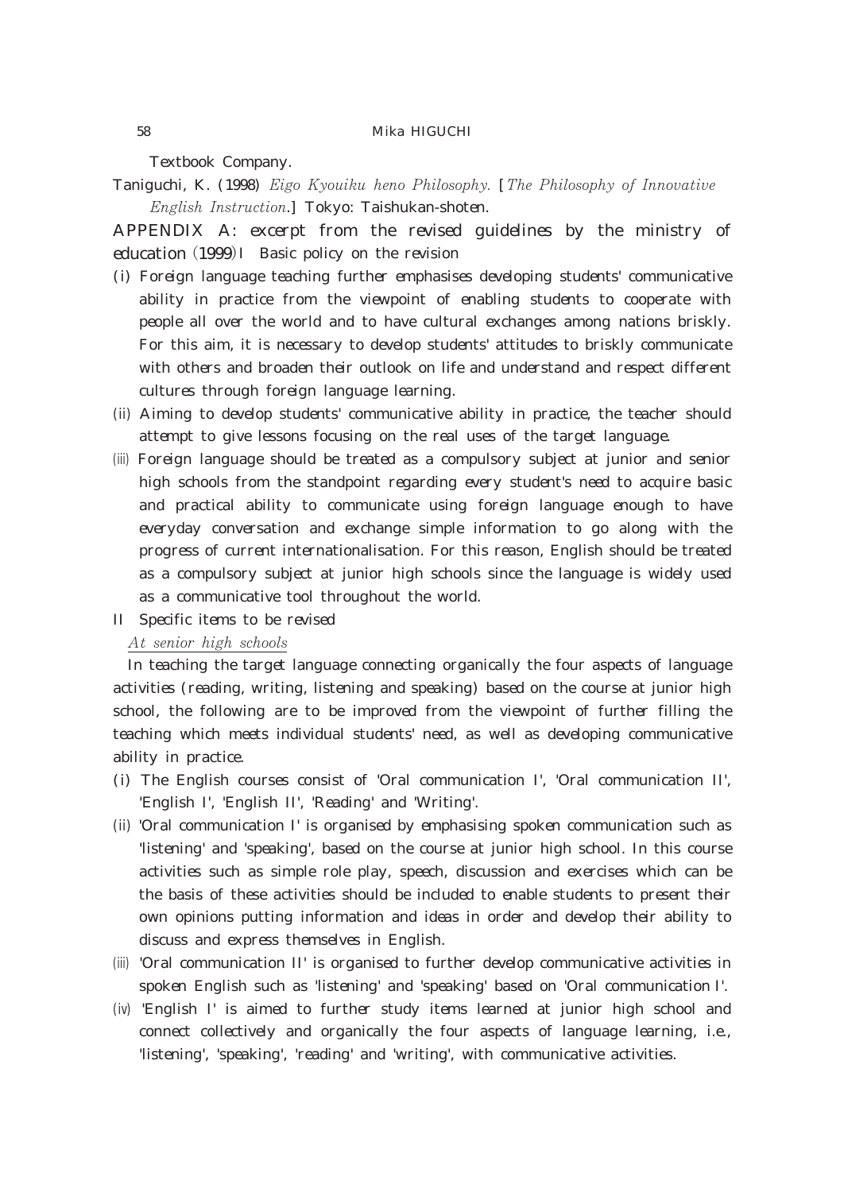Textbook Company.

Taniguchi, K. (1998) *Eigo Kyouiku heno Philosophy*. [*The Philosophy of Innovative English Instruction*.] Tokyo: Taishukan-shoten.

## APPENDIX A: excerpt from the revised guidelines by the ministry of education (1999)

I Basic policy on the revision

(i) Foreign language teaching further emphasises developing students' communicative ability in practice from the viewpoint of enabling students to cooperate with people all over the world and to have cultural exchanges among nations briskly. For this aim, it is necessary to develop students' attitudes to briskly communicate with others and broaden their outlook on life and understand and respect different cultures through foreign language learning.

(ii) Aiming to develop students' communicative ability in practice, the teacher should attempt to give lessons focusing on the real uses of the target language.

(iii) Foreign language should be treated as a compulsory subject at junior and senior high schools from the standpoint regarding every student's need to acquire basic and practical ability to communicate using foreign language enough to have everyday conversation and exchange simple information to go along with the progress of current internationalisation. For this reason, English should be treated as a compulsory subject at junior high schools since the language is widely used as a communicative tool throughout the world.

II Specific items to be revised

*At senior high schools*

In teaching the target language connecting organically the four aspects of language activities (reading, writing, listening and speaking) based on the course at junior high school, the following are to be improved from the viewpoint of further filling the teaching which meets individual students' need, as well as developing communicative ability in practice.

(i) The English courses consist of 'Oral communication I', 'Oral communication II', 'English I', 'English II', 'Reading' and 'Writing'.

(ii) 'Oral communication I' is organised by emphasising spoken communication such as 'listening' and 'speaking', based on the course at junior high school. In this course activities such as simple role play, speech, discussion and exercises which can be the basis of these activities should be included to enable students to present their own opinions putting information and ideas in order and develop their ability to discuss and express themselves in English.

(iii) 'Oral communication II' is organised to further develop communicative activities in spoken English such as 'listening' and 'speaking' based on 'Oral communication I'.

(iv) 'English I' is aimed to further study items learned at junior high school and connect collectively and organically the four aspects of language learning, i.e., 'listening', 'speaking', 'reading' and 'writing', with communicative activities.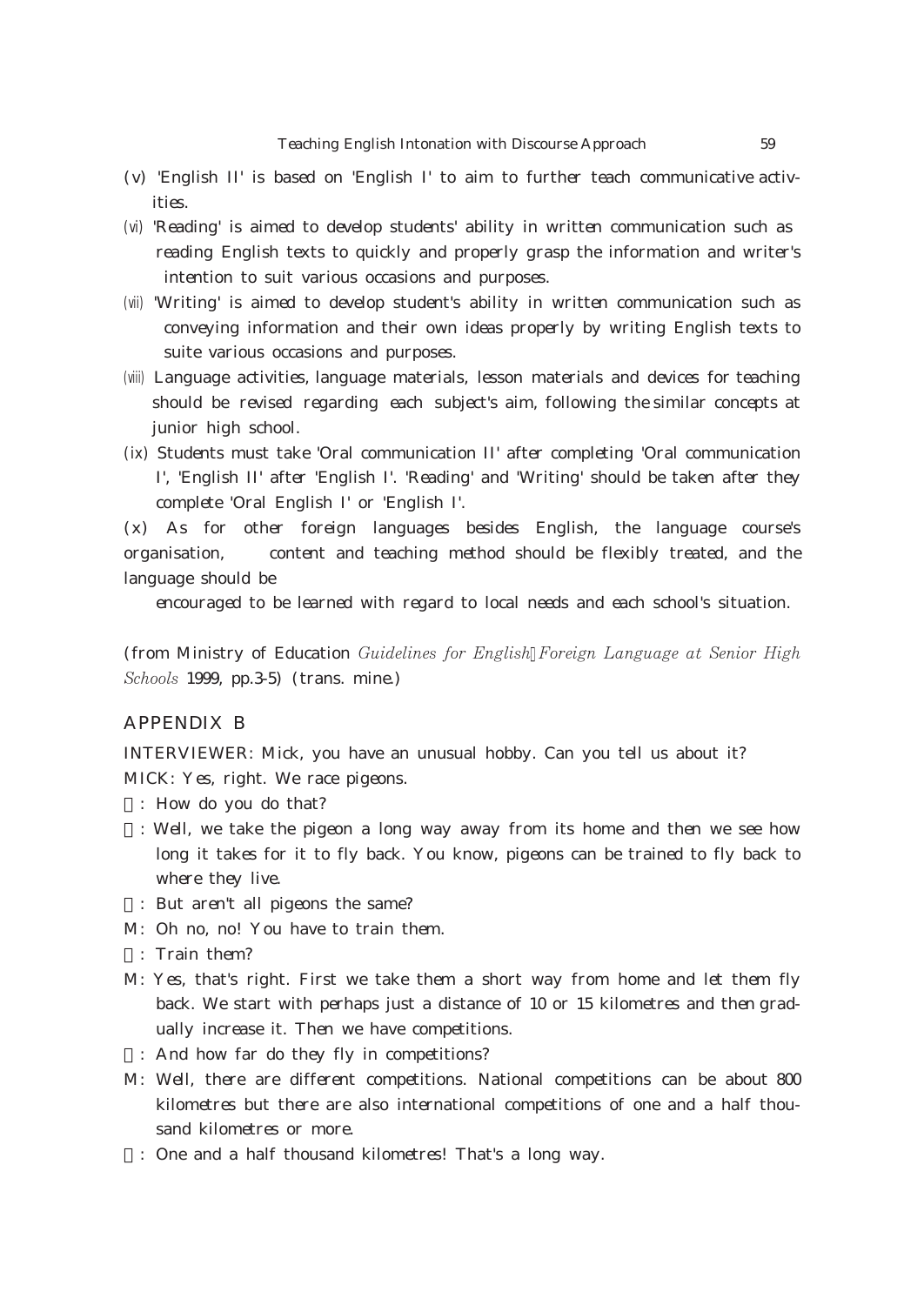(v) 'English II' is based on 'English I' to aim to further teach communicative activities.

(vi) 'Reading' is aimed to develop students' ability in written communication such as reading English texts to quickly and properly grasp the information and writer's intention to suit various occasions and purposes.

(vii) 'Writing' is aimed to develop student's ability in written communication such as conveying information and their own ideas properly by writing English texts to suite various occasions and purposes.

(viii) Language activities, language materials, lesson materials and devices for teaching should be revised regarding each subject's aim, following the similar concepts at junior high school.

(ix) Students must take 'Oral communication II' after completing 'Oral communication I', 'English II' after 'English I'. 'Reading' and 'Writing' should be taken after they complete 'Oral English I' or 'English I'.

(x) As for other foreign languages besides English, the language course's organisation, content and teaching method should be flexibly treated, and the language should be encouraged to be learned with regard to local needs and each school's situation.

(from Ministry of Education *Guidelines for English Foreign Language at Senior High Schools* 1999, pp.3-5) (trans. mine.)

## APPENDIX B

INTERVIEWER: Mick, you have an unusual hobby. Can you tell us about it?

MICK: Yes, right. We race pigeons.

I: How do you do that?

M: Well, we take the pigeon a long way away from its home and then we see how long it takes for it to fly back. You know, pigeons can be trained to fly back to where they live.

I: But aren't all pigeons the same?

M: Oh no, no! You have to train them.

I: Train them?

M: Yes, that's right. First we take them a short way from home and let them fly back. We start with perhaps just a distance of 10 or 15 kilometres and then gradually increase it. Then we have competitions.

I: And how far do they fly in competitions?

M: Well, there are different competitions. National competitions can be about 800 kilometres but there are also international competitions of one and a half thousand kilometres or more.

I: One and a half thousand kilometres! That's a long way.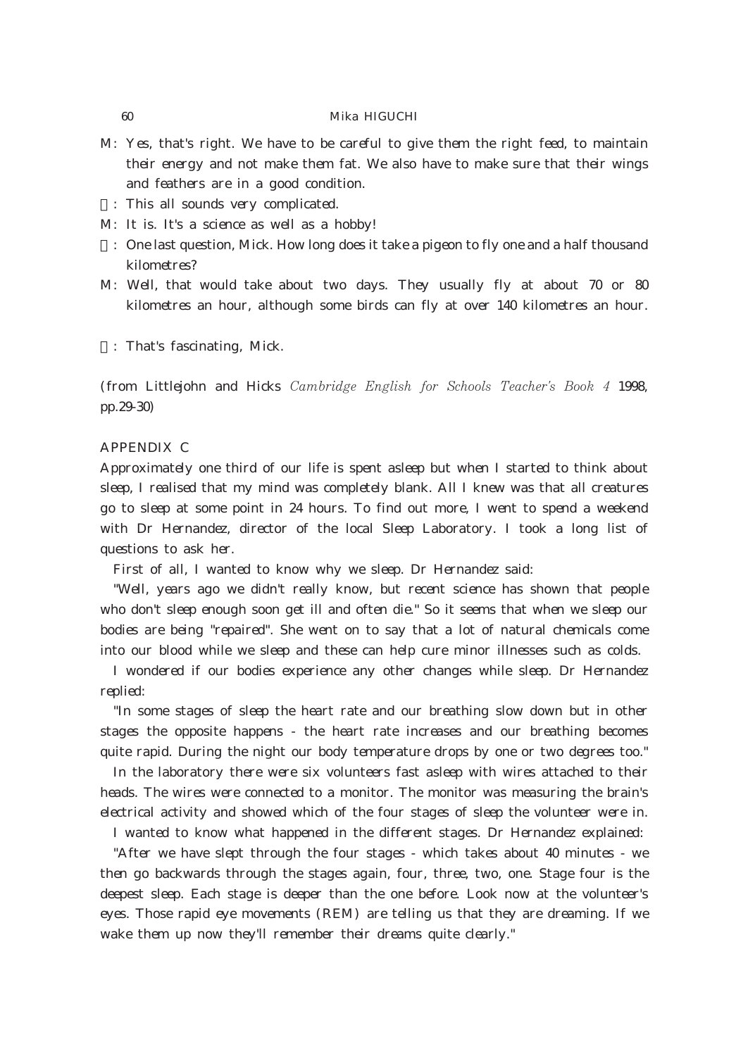M: Yes, that's right. We have to be careful to give them the right feed, to maintain their energy and not make them fat. We also have to make sure that their wings and feathers are in a good condition.

: This all sounds very complicated.

M: It is. It's a science as well as a hobby!

: One last question, Mick. How long does it take a pigeon to fly one and a half thousand kilometres?

M: Well, that would take about two days. They usually fly at about 70 or 80 kilometres an hour, although some birds can fly at over 140 kilometres an hour.

: That's fascinating, Mick.

(from Littlejohn and Hicks *Cambridge English for Schools Teacher's Book 4* 1998, pp.29-30)

## APPENDIX C

Approximately one third of our life is spent asleep but when I started to think about sleep, I realised that my mind was completely blank. All I knew was that all creatures go to sleep at some point in 24 hours. To find out more, I went to spend a weekend with Dr Hernandez, director of the local Sleep Laboratory. I took a long list of questions to ask her.

First of all, I wanted to know why we sleep. Dr Hernandez said:

"Well, years ago we didn't really know, but recent science has shown that people who don't sleep enough soon get ill and often die." So it seems that when we sleep our bodies are being "repaired". She went on to say that a lot of natural chemicals come into our blood while we sleep and these can help cure minor illnesses such as colds.

I wondered if our bodies experience any other changes while sleep. Dr Hernandez replied:

"In some stages of sleep the heart rate and our breathing slow down but in other stages the opposite happens - the heart rate increases and our breathing becomes quite rapid. During the night our body temperature drops by one or two degrees too."

In the laboratory there were six volunteers fast asleep with wires attached to their heads. The wires were connected to a monitor. The monitor was measuring the brain's electrical activity and showed which of the four stages of sleep the volunteer were in.

I wanted to know what happened in the different stages. Dr Hernandez explained:

"After we have slept through the four stages - which takes about 40 minutes - we then go backwards through the stages again, four, three, two, one. Stage four is the deepest sleep. Each stage is deeper than the one before. Look now at the volunteer's eyes. Those rapid eye movements (REM) are telling us that they are dreaming. If we wake them up now they'll remember their dreams quite clearly."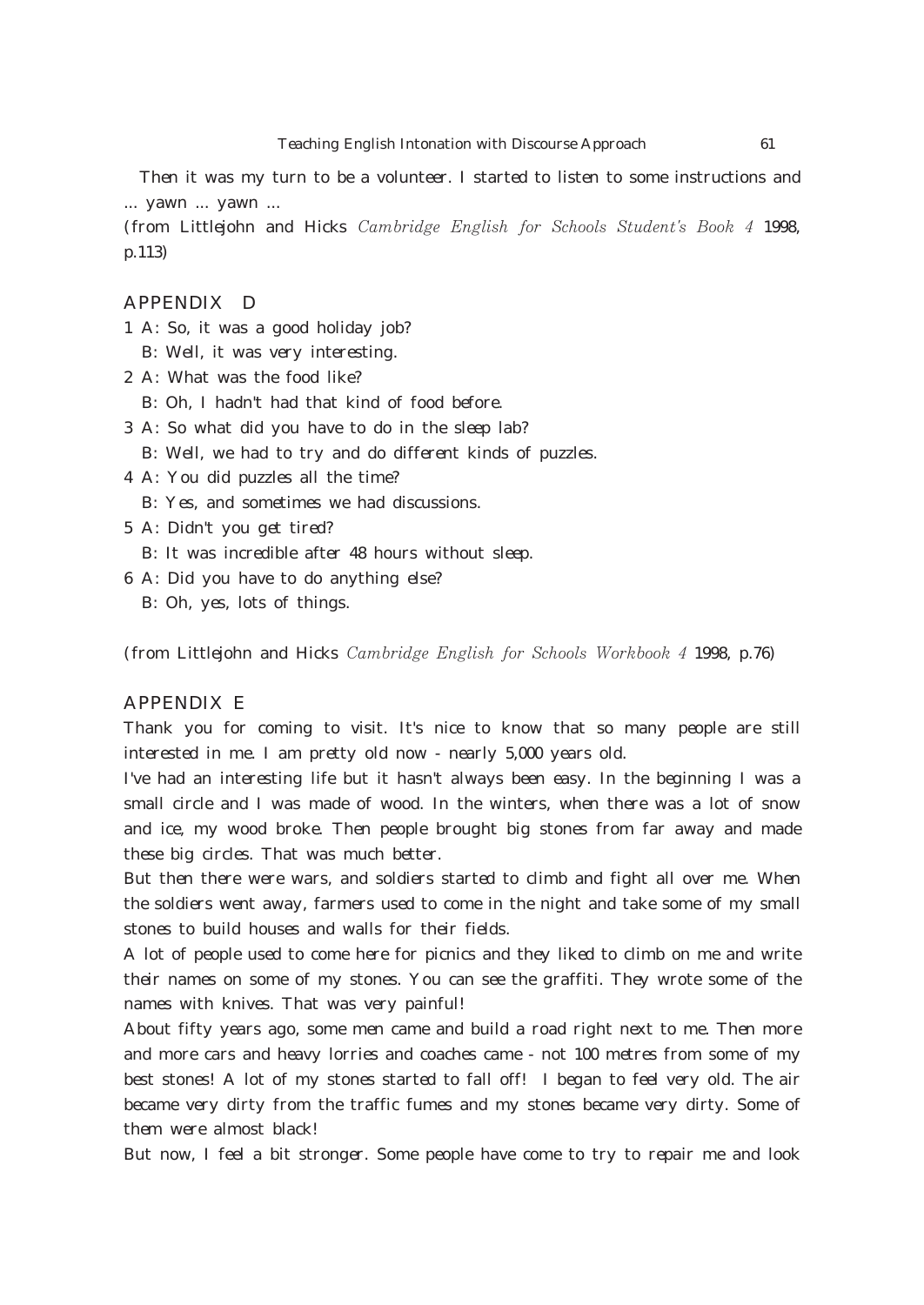Then it was my turn to be a volunteer. I started to listen to some instructions and ... yawn ... yawn ...

(from Littlejohn and Hicks *Cambridge English for Schools Student's Book 4* 1998, p.113)

## APPENDIX D

1 A: So, it was a good holiday job?
   B: Well, it was very interesting.
2 A: What was the food like?
   B: Oh, I hadn't had that kind of food before.
3 A: So what did you have to do in the sleep lab?
   B: Well, we had to try and do different kinds of puzzles.
4 A: You did puzzles all the time?
   B: Yes, and sometimes we had discussions.
5 A: Didn't you get tired?
   B: It was incredible after 48 hours without sleep.
6 A: Did you have to do anything else?
   B: Oh, yes, lots of things.

(from Littlejohn and Hicks *Cambridge English for Schools Workbook 4* 1998, p.76)

## APPENDIX E

Thank you for coming to visit. It's nice to know that so many people are still interested in me. I am pretty old now - nearly 5,000 years old.

I've had an interesting life but it hasn't always been easy. In the beginning I was a small circle and I was made of wood. In the winters, when there was a lot of snow and ice, my wood broke. Then people brought big stones from far away and made these big circles. That was much better.

But then there were wars, and soldiers started to climb and fight all over me. When the soldiers went away, farmers used to come in the night and take some of my small stones to build houses and walls for their fields.

A lot of people used to come here for picnics and they liked to climb on me and write their names on some of my stones. You can see the graffiti. They wrote some of the names with knives. That was very painful!

About fifty years ago, some men came and build a road right next to me. Then more and more cars and heavy lorries and coaches came - not 100 metres from some of my best stones! A lot of my stones started to fall off! I began to feel very old. The air became very dirty from the traffic fumes and my stones became very dirty. Some of them were almost black!

But now, I feel a bit stronger. Some people have come to try to repair me and look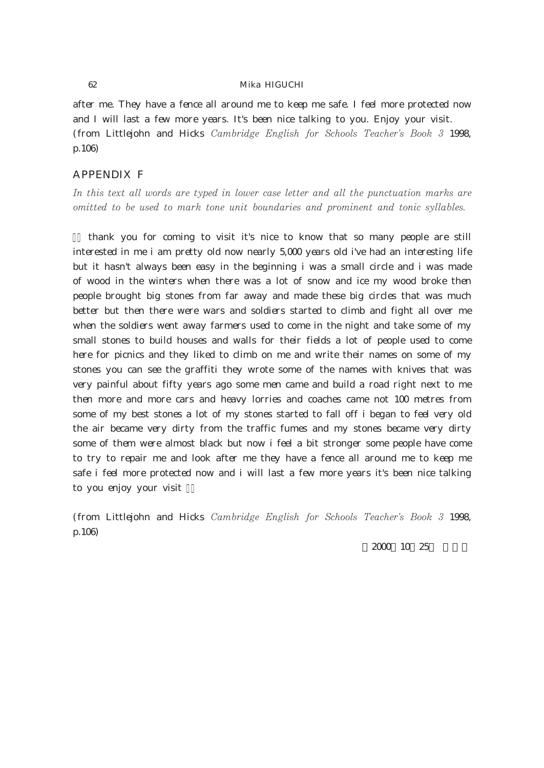after me. They have a fence all around me to keep me safe. I feel more protected now and I will last a few more years. It's been nice talking to you. Enjoy your visit.
(from Littlejohn and Hicks *Cambridge English for Schools Teacher's Book 3* 1998, p.106)

## APPENDIX F

*In this text all words are typed in lower case letter and all the punctuation marks are omitted to be used to mark tone unit boundaries and prominent and tonic syllables.*

thank you for coming to visit it's nice to know that so many people are still interested in me i am pretty old now nearly 5,000 years old i've had an interesting life but it hasn't always been easy in the beginning i was a small circle and i was made of wood in the winters when there was a lot of snow and ice my wood broke then people brought big stones from far away and made these big circles that was much better but then there were wars and soldiers started to climb and fight all over me when the soldiers went away farmers used to come in the night and take some of my small stones to build houses and walls for their fields a lot of people used to come here for picnics and they liked to climb on me and write their names on some of my stones you can see the graffiti they wrote some of the names with knives that was very painful about fifty years ago some men came and build a road right next to me then more and more cars and heavy lorries and coaches came not 100 metres from some of my best stones a lot of my stones started to fall off i began to feel very old the air became very dirty from the traffic fumes and my stones became very dirty some of them were almost black but now i feel a bit stronger some people have come to try to repair me and look after me they have a fence all around me to keep me safe i feel more protected now and i will last a few more years it's been nice talking to you enjoy your visit

(from Littlejohn and Hicks *Cambridge English for Schools Teacher's Book 3* 1998, p.106)

2000 10 25